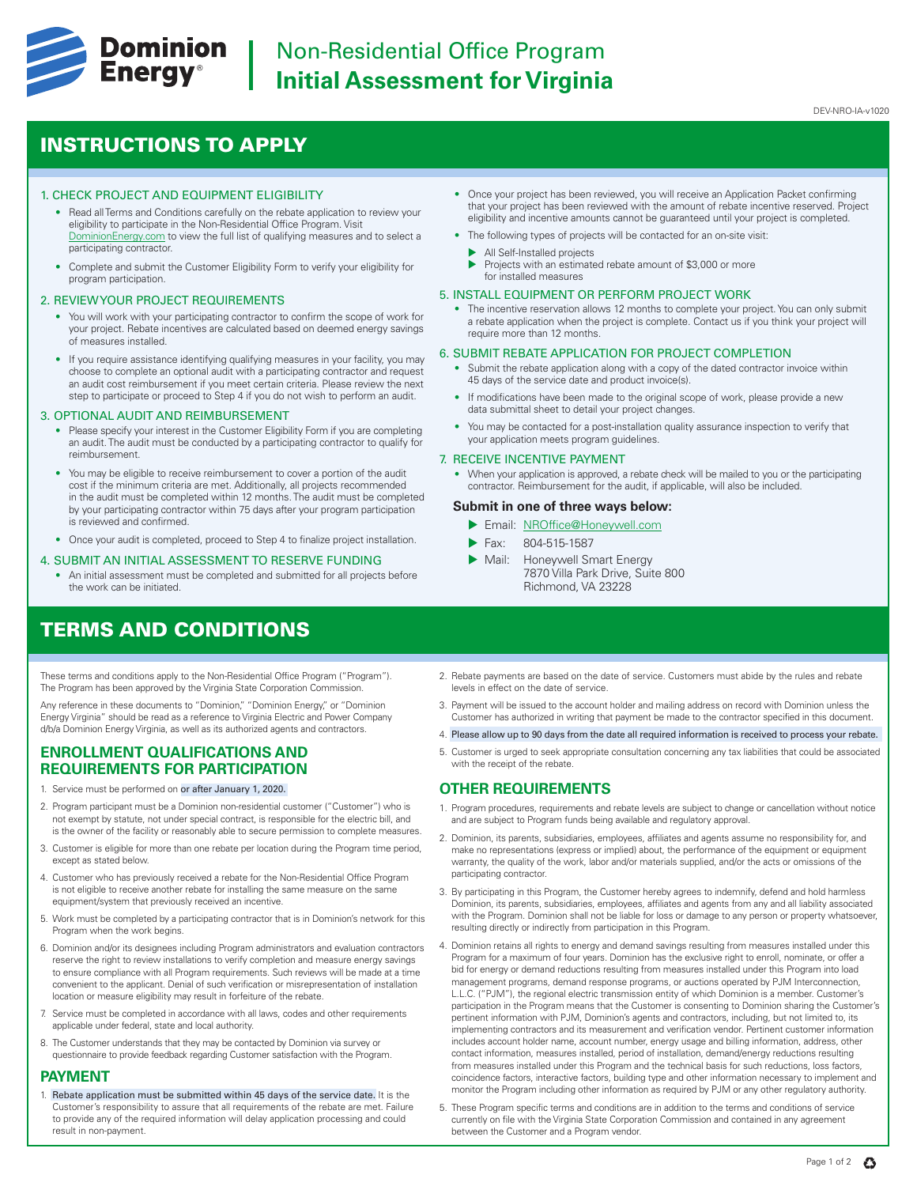# Dominion Energy

# Non-Residential Office Program
## Initial Assessment for Virginia

DEV-NRO-IA-v1020

## INSTRUCTIONS TO APPLY

### 1. CHECK PROJECT AND EQUIPMENT ELIGIBILITY

- Read all Terms and Conditions carefully on the rebate application to review your eligibility to participate in the Non-Residential Office Program. Visit DominionEnergy.com to view the full list of qualifying measures and to select a participating contractor.
- Complete and submit the Customer Eligibility Form to verify your eligibility for program participation.

### 2. REVIEW YOUR PROJECT REQUIREMENTS

- You will work with your participating contractor to confirm the scope of work for your project. Rebate incentives are calculated based on deemed energy savings of measures installed.
- If you require assistance identifying qualifying measures in your facility, you may choose to complete an optional audit with a participating contractor and request an audit cost reimbursement if you meet certain criteria. Please review the next step to participate or proceed to Step 4 if you do not wish to perform an audit.

### 3. OPTIONAL AUDIT AND REIMBURSEMENT

- Please specify your interest in the Customer Eligibility Form if you are completing an audit. The audit must be conducted by a participating contractor to qualify for reimbursement.
- You may be eligible to receive reimbursement to cover a portion of the audit cost if the minimum criteria are met. Additionally, all projects recommended in the audit must be completed within 12 months. The audit must be completed by your participating contractor within 75 days after your program participation is reviewed and confirmed.
- Once your audit is completed, proceed to Step 4 to finalize project installation.

### 4. SUBMIT AN INITIAL ASSESSMENT TO RESERVE FUNDING

- An initial assessment must be completed and submitted for all projects before the work can be initiated.
- Once your project has been reviewed, you will receive an Application Packet confirming that your project has been reviewed with the amount of rebate incentive reserved. Project eligibility and incentive amounts cannot be guaranteed until your project is completed.
- The following types of projects will be contacted for an on-site visit:
  - All Self-Installed projects
  - Projects with an estimated rebate amount of $3,000 or more for installed measures

### 5. INSTALL EQUIPMENT OR PERFORM PROJECT WORK

- The incentive reservation allows 12 months to complete your project. You can only submit a rebate application when the project is complete. Contact us if you think your project will require more than 12 months.

### 6. SUBMIT REBATE APPLICATION FOR PROJECT COMPLETION

- Submit the rebate application along with a copy of the dated contractor invoice within 45 days of the service date and product invoice(s).
- If modifications have been made to the original scope of work, please provide a new data submittal sheet to detail your project changes.
- You may be contacted for a post-installation quality assurance inspection to verify that your application meets program guidelines.

### 7. RECEIVE INCENTIVE PAYMENT

- When your application is approved, a rebate check will be mailed to you or the participating contractor. Reimbursement for the audit, if applicable, will also be included.

**Submit in one of three ways below:**

- Email: NROffice@Honeywell.com
- Fax: 804-515-1587
- Mail: Honeywell Smart Energy
  7870 Villa Park Drive, Suite 800
  Richmond, VA 23228

## TERMS AND CONDITIONS

These terms and conditions apply to the Non-Residential Office Program ("Program"). The Program has been approved by the Virginia State Corporation Commission.

Any reference in these documents to "Dominion," "Dominion Energy," or "Dominion Energy Virginia" should be read as a reference to Virginia Electric and Power Company d/b/a Dominion Energy Virginia, as well as its authorized agents and contractors.

### ENROLLMENT QUALIFICATIONS AND REQUIREMENTS FOR PARTICIPATION

1. Service must be performed on or after January 1, 2020.
2. Program participant must be a Dominion non-residential customer ("Customer") who is not exempt by statute, not under special contract, is responsible for the electric bill, and is the owner of the facility or reasonably able to secure permission to complete measures.
3. Customer is eligible for more than one rebate per location during the Program time period, except as stated below.
4. Customer who has previously received a rebate for the Non-Residential Office Program is not eligible to receive another rebate for installing the same measure on the same equipment/system that previously received an incentive.
5. Work must be completed by a participating contractor that is in Dominion's network for this Program when the work begins.
6. Dominion and/or its designees including Program administrators and evaluation contractors reserve the right to review installations to verify completion and measure energy savings to ensure compliance with all Program requirements. Such reviews will be made at a time convenient to the applicant. Denial of such verification or misrepresentation of installation location or measure eligibility may result in forfeiture of the rebate.
7. Service must be completed in accordance with all laws, codes and other requirements applicable under federal, state and local authority.
8. The Customer understands that they may be contacted by Dominion via survey or questionnaire to provide feedback regarding Customer satisfaction with the Program.

### PAYMENT

1. Rebate application must be submitted within 45 days of the service date. It is the Customer's responsibility to assure that all requirements of the rebate are met. Failure to provide any of the required information will delay application processing and could result in non-payment.
2. Rebate payments are based on the date of service. Customers must abide by the rules and rebate levels in effect on the date of service.
3. Payment will be issued to the account holder and mailing address on record with Dominion unless the Customer has authorized in writing that payment be made to the contractor specified in this document.
4. Please allow up to 90 days from the date all required information is received to process your rebate.
5. Customer is urged to seek appropriate consultation concerning any tax liabilities that could be associated with the receipt of the rebate.

### OTHER REQUIREMENTS

1. Program procedures, requirements and rebate levels are subject to change or cancellation without notice and are subject to Program funds being available and regulatory approval.
2. Dominion, its parents, subsidiaries, employees, affiliates and agents assume no responsibility for, and make no representations (express or implied) about, the performance of the equipment or equipment warranty, the quality of the work, labor and/or materials supplied, and/or the acts or omissions of the participating contractor.
3. By participating in this Program, the Customer hereby agrees to indemnify, defend and hold harmless Dominion, its parents, subsidiaries, employees, affiliates and agents from any and all liability associated with the Program. Dominion shall not be liable for loss or damage to any person or property whatsoever, resulting directly or indirectly from participation in this Program.
4. Dominion retains all rights to energy and demand savings resulting from measures installed under this Program for a maximum of four years. Dominion has the exclusive right to enroll, nominate, or offer a bid for energy or demand reductions resulting from measures installed under this Program into load management programs, demand response programs, or auctions operated by PJM Interconnection, L.L.C. ("PJM"), the regional electric transmission entity of which Dominion is a member. Customer's participation in the Program means that the Customer is consenting to Dominion sharing the Customer's pertinent information with PJM, Dominion's agents and contractors, including, but not limited to, its implementing contractors and its measurement and verification vendor. Pertinent customer information includes account holder name, account number, energy usage and billing information, address, other contact information, measures installed, period of installation, demand/energy reductions resulting from measures installed under this Program and the technical basis for such reductions, loss factors, coincidence factors, interactive factors, building type and other information necessary to implement and monitor the Program including other information as required by PJM or any other regulatory authority.
5. These Program specific terms and conditions are in addition to the terms and conditions of service currently on file with the Virginia State Corporation Commission and contained in any agreement between the Customer and a Program vendor.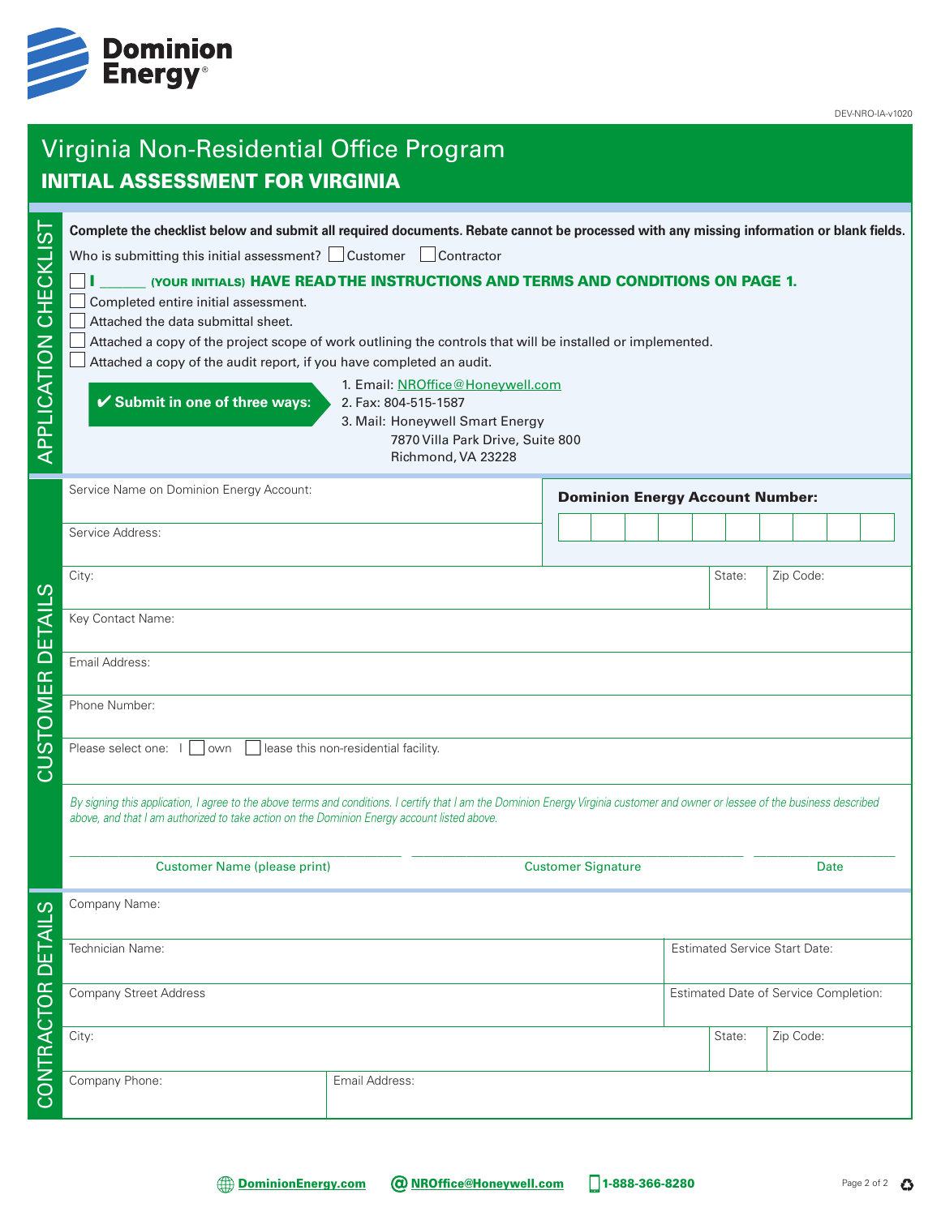Dominion Energy

DEV-NRO-IA-v1020

# Virginia Non-Residential Office Program

## INITIAL ASSESSMENT FOR VIRGINIA

### APPLICATION CHECKLIST

**Complete the checklist below and submit all required documents. Rebate cannot be processed with any missing information or blank fields.**

Who is submitting this initial assessment? ☐ Customer ☐ Contractor

☐ **I _______ (YOUR INITIALS) HAVE READ THE INSTRUCTIONS AND TERMS AND CONDITIONS ON PAGE 1.**

☐ Completed entire initial assessment.

☐ Attached the data submittal sheet.

☐ Attached a copy of the project scope of work outlining the controls that will be installed or implemented.

☐ Attached a copy of the audit report, if you have completed an audit.

**✔ Submit in one of three ways:**

1. Email: NROffice@Honeywell.com
2. Fax: 804-515-1587
3. Mail: Honeywell Smart Energy
   7870 Villa Park Drive, Suite 800
   Richmond, VA 23228

### CUSTOMER DETAILS

| | | | |
|---|---|---|---|
| Service Name on Dominion Energy Account: | | **Dominion Energy Account Number:** | |
| Service Address: | | | |
| City: | | State: | Zip Code: |
| Key Contact Name: | | | |
| Email Address: | | | |
| Phone Number: | | | |

Please select one: I ☐ own ☐ lease this non-residential facility.

*By signing this application, I agree to the above terms and conditions. I certify that I am the Dominion Energy Virginia customer and owner or lessee of the business described above, and that I am authorized to take action on the Dominion Energy account listed above.*

_________________________ Customer Name (please print)

_________________________ Customer Signature

_____________ Date

### CONTRACTOR DETAILS

| | | | |
|---|---|---|---|
| Company Name: | | | |
| Technician Name: | | Estimated Service Start Date: | |
| Company Street Address | | Estimated Date of Service Completion: | |
| City: | | State: | Zip Code: |
| Company Phone: | Email Address: | | |

DominionEnergy.com NROffice@Honeywell.com 1-888-366-8280